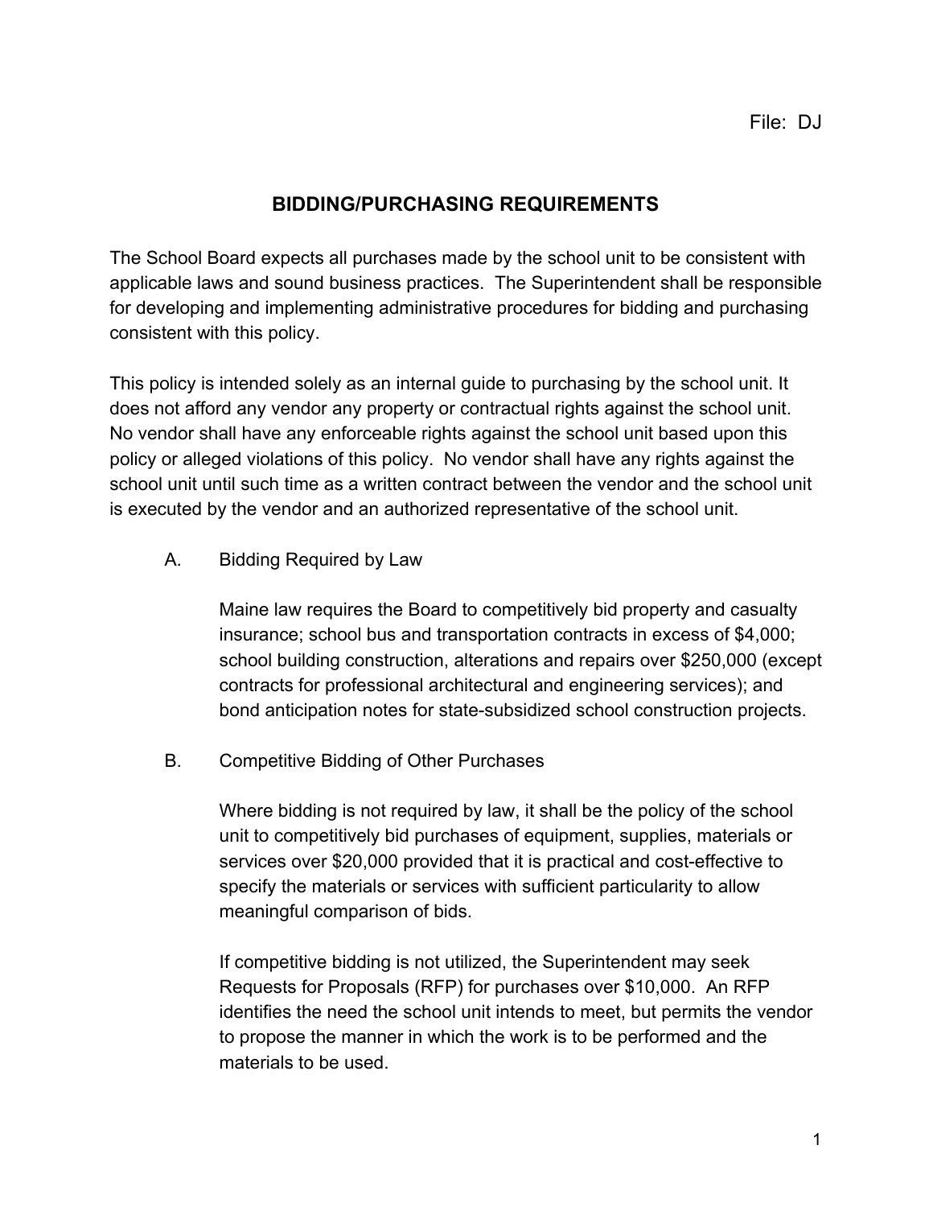File: DJ

# BIDDING/PURCHASING REQUIREMENTS

The School Board expects all purchases made by the school unit to be consistent with applicable laws and sound business practices. The Superintendent shall be responsible for developing and implementing administrative procedures for bidding and purchasing consistent with this policy.

This policy is intended solely as an internal guide to purchasing by the school unit. It does not afford any vendor any property or contractual rights against the school unit. No vendor shall have any enforceable rights against the school unit based upon this policy or alleged violations of this policy. No vendor shall have any rights against the school unit until such time as a written contract between the vendor and the school unit is executed by the vendor and an authorized representative of the school unit.

## A. Bidding Required by Law

Maine law requires the Board to competitively bid property and casualty insurance; school bus and transportation contracts in excess of $4,000; school building construction, alterations and repairs over $250,000 (except contracts for professional architectural and engineering services); and bond anticipation notes for state-subsidized school construction projects.

## B. Competitive Bidding of Other Purchases

Where bidding is not required by law, it shall be the policy of the school unit to competitively bid purchases of equipment, supplies, materials or services over $20,000 provided that it is practical and cost-effective to specify the materials or services with sufficient particularity to allow meaningful comparison of bids.

If competitive bidding is not utilized, the Superintendent may seek Requests for Proposals (RFP) for purchases over $10,000. An RFP identifies the need the school unit intends to meet, but permits the vendor to propose the manner in which the work is to be performed and the materials to be used.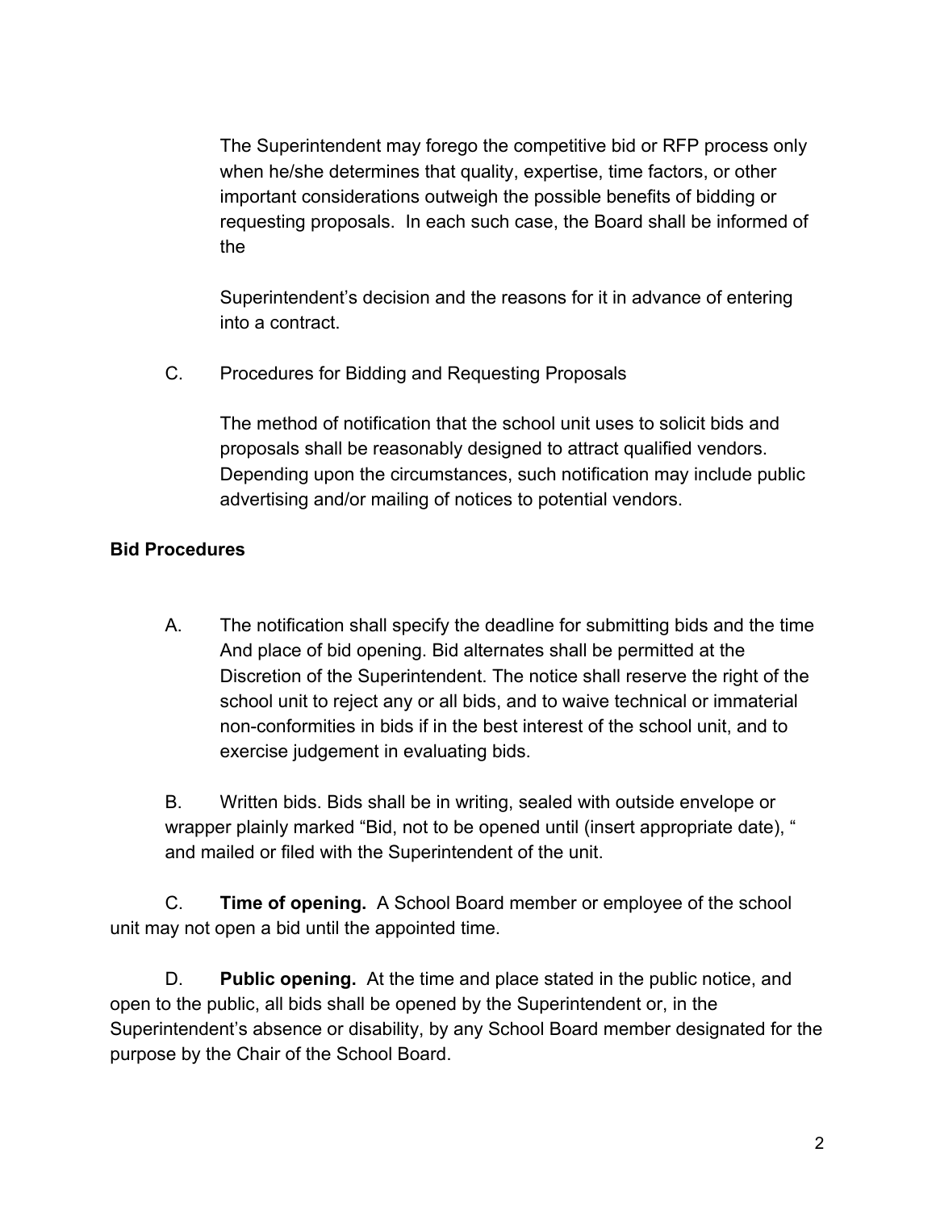The Superintendent may forego the competitive bid or RFP process only when he/she determines that quality, expertise, time factors, or other important considerations outweigh the possible benefits of bidding or requesting proposals. In each such case, the Board shall be informed of the

Superintendent's decision and the reasons for it in advance of entering into a contract.

C. Procedures for Bidding and Requesting Proposals

The method of notification that the school unit uses to solicit bids and proposals shall be reasonably designed to attract qualified vendors. Depending upon the circumstances, such notification may include public advertising and/or mailing of notices to potential vendors.

**Bid Procedures**

A. The notification shall specify the deadline for submitting bids and the time And place of bid opening. Bid alternates shall be permitted at the Discretion of the Superintendent. The notice shall reserve the right of the school unit to reject any or all bids, and to waive technical or immaterial non-conformities in bids if in the best interest of the school unit, and to exercise judgement in evaluating bids.

B. Written bids. Bids shall be in writing, sealed with outside envelope or wrapper plainly marked "Bid, not to be opened until (insert appropriate date), " and mailed or filed with the Superintendent of the unit.

C. **Time of opening.** A School Board member or employee of the school unit may not open a bid until the appointed time.

D. **Public opening.** At the time and place stated in the public notice, and open to the public, all bids shall be opened by the Superintendent or, in the Superintendent's absence or disability, by any School Board member designated for the purpose by the Chair of the School Board.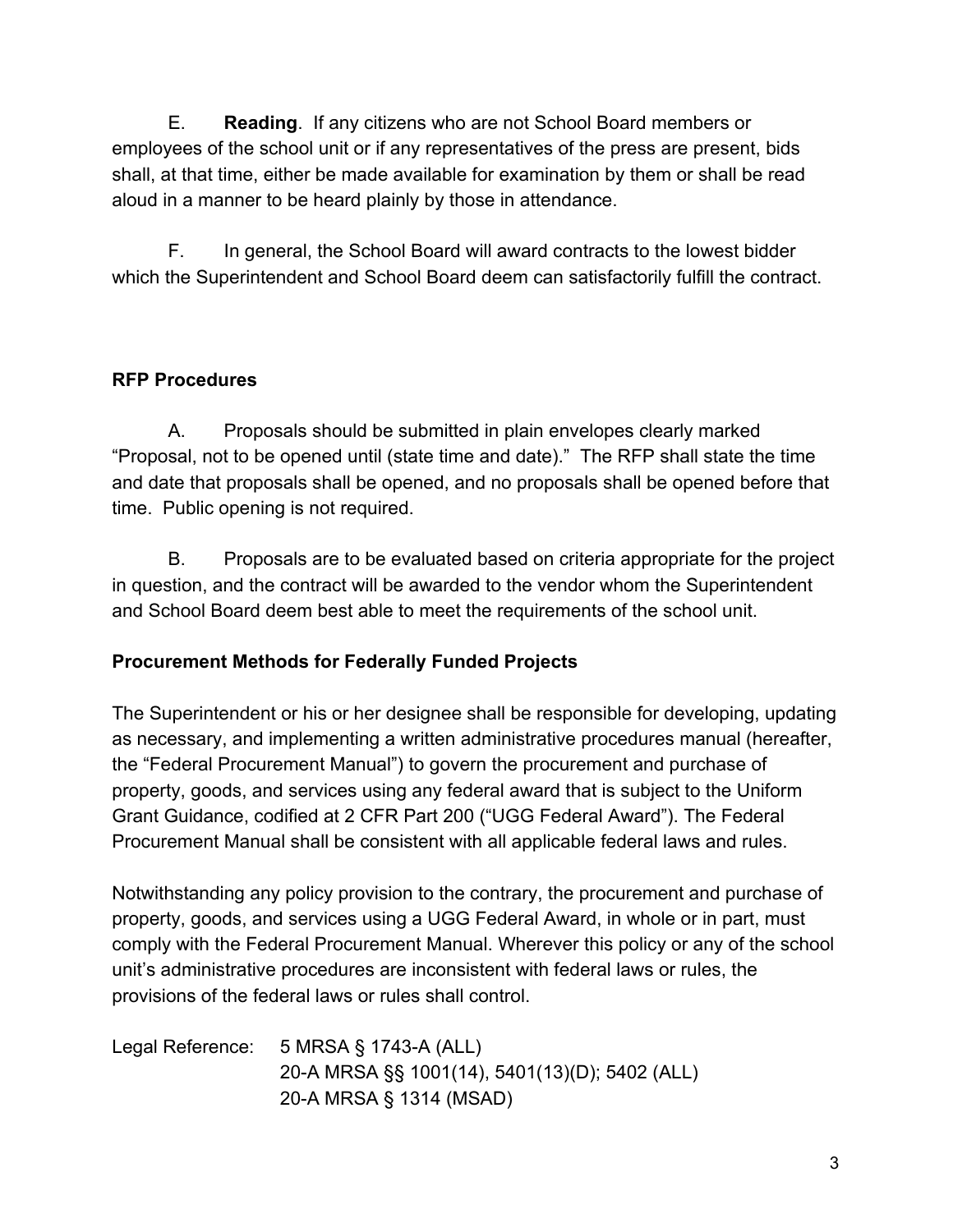E. **Reading**. If any citizens who are not School Board members or employees of the school unit or if any representatives of the press are present, bids shall, at that time, either be made available for examination by them or shall be read aloud in a manner to be heard plainly by those in attendance.

F. In general, the School Board will award contracts to the lowest bidder which the Superintendent and School Board deem can satisfactorily fulfill the contract.

**RFP Procedures**

A. Proposals should be submitted in plain envelopes clearly marked "Proposal, not to be opened until (state time and date)." The RFP shall state the time and date that proposals shall be opened, and no proposals shall be opened before that time. Public opening is not required.

B. Proposals are to be evaluated based on criteria appropriate for the project in question, and the contract will be awarded to the vendor whom the Superintendent and School Board deem best able to meet the requirements of the school unit.

**Procurement Methods for Federally Funded Projects**

The Superintendent or his or her designee shall be responsible for developing, updating as necessary, and implementing a written administrative procedures manual (hereafter, the "Federal Procurement Manual") to govern the procurement and purchase of property, goods, and services using any federal award that is subject to the Uniform Grant Guidance, codified at 2 CFR Part 200 ("UGG Federal Award"). The Federal Procurement Manual shall be consistent with all applicable federal laws and rules.

Notwithstanding any policy provision to the contrary, the procurement and purchase of property, goods, and services using a UGG Federal Award, in whole or in part, must comply with the Federal Procurement Manual. Wherever this policy or any of the school unit's administrative procedures are inconsistent with federal laws or rules, the provisions of the federal laws or rules shall control.

Legal Reference: 5 MRSA § 1743-A (ALL)
20-A MRSA §§ 1001(14), 5401(13)(D); 5402 (ALL)
20-A MRSA § 1314 (MSAD)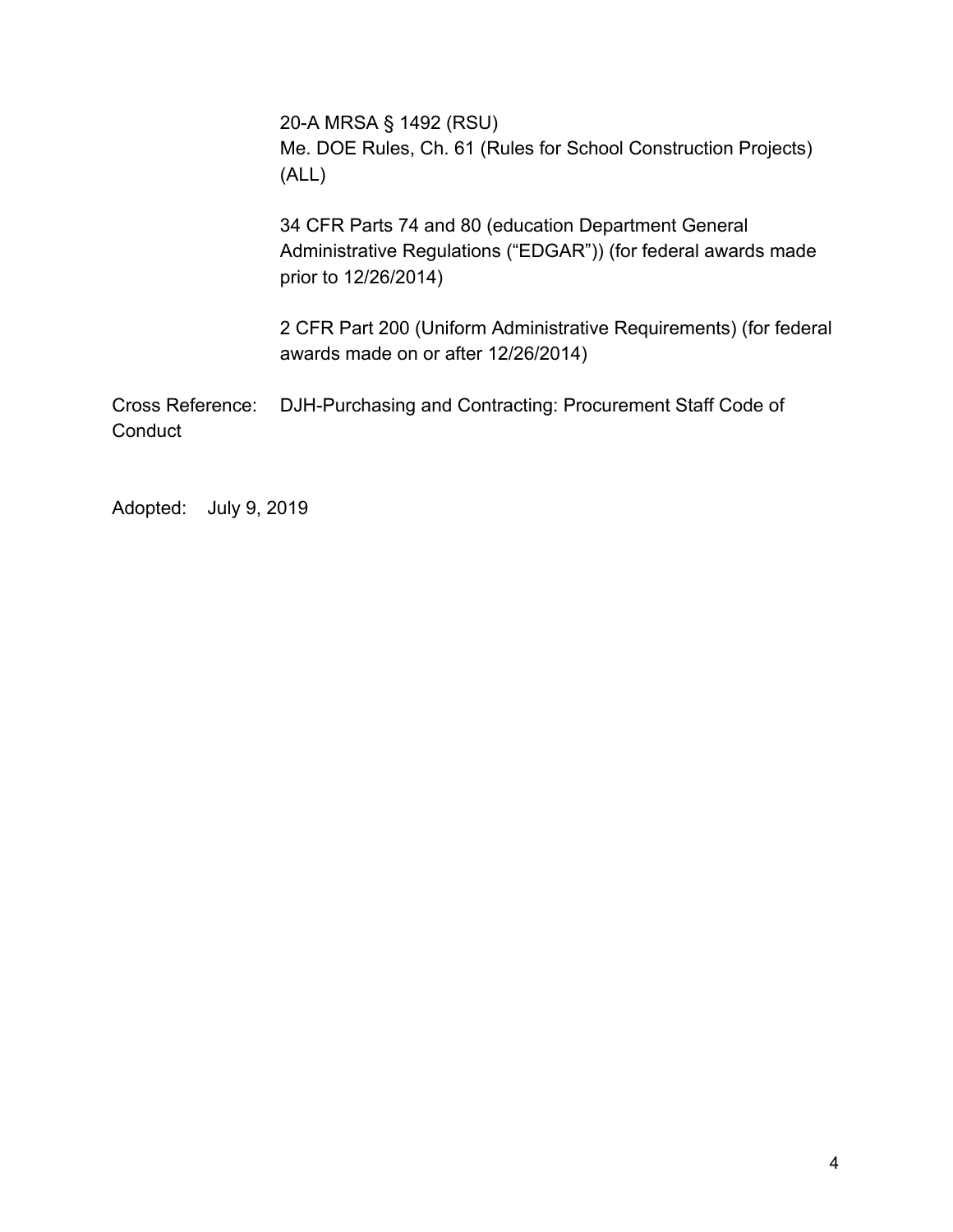20-A MRSA § 1492 (RSU)
Me. DOE Rules, Ch. 61 (Rules for School Construction Projects) (ALL)

34 CFR Parts 74 and 80 (education Department General Administrative Regulations ("EDGAR")) (for federal awards made prior to 12/26/2014)

2 CFR Part 200 (Uniform Administrative Requirements) (for federal awards made on or after 12/26/2014)

Cross Reference: DJH-Purchasing and Contracting: Procurement Staff Code of Conduct

Adopted: July 9, 2019